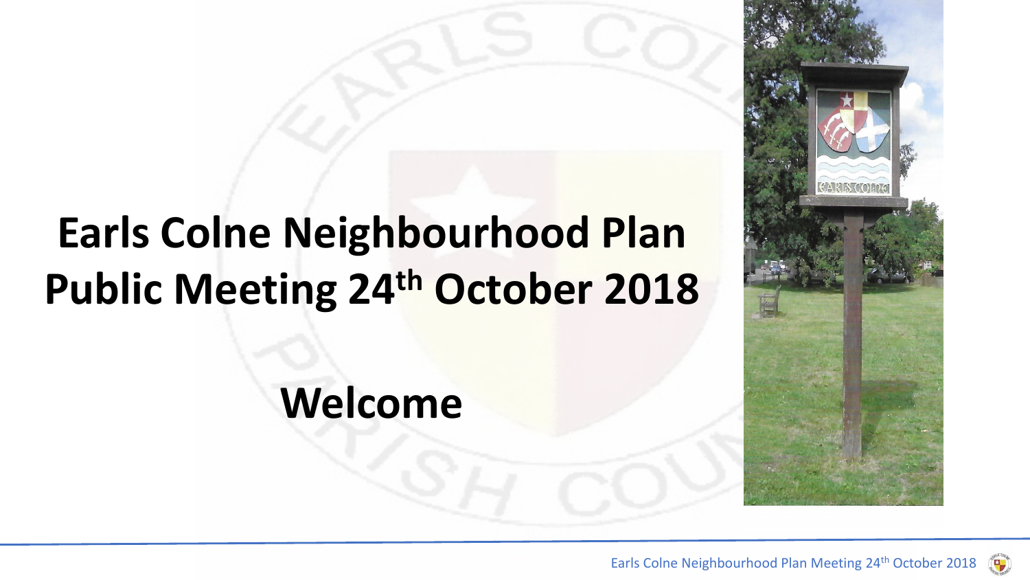# Earls Colne Neighbourhood Plan Public Meeting 24th October 2018

## Welcome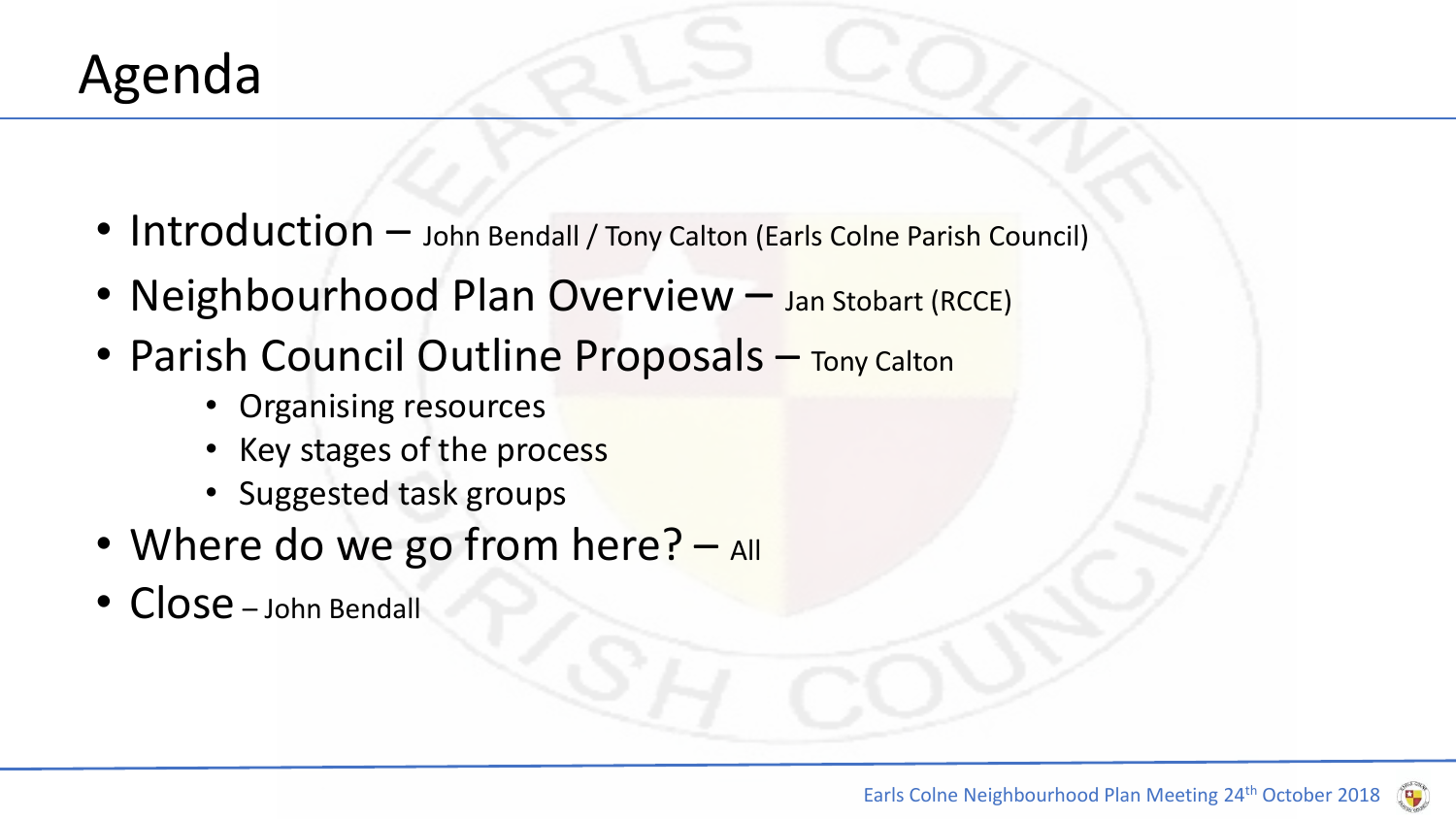# Agenda

- Introduction – John Bendall / Tony Calton (Earls Colne Parish Council)
- Neighbourhood Plan Overview – Jan Stobart (RCCE)
- Parish Council Outline Proposals – Tony Calton
    - Organising resources
    - Key stages of the process
    - Suggested task groups
- Where do we go from here? – All
- Close – John Bendall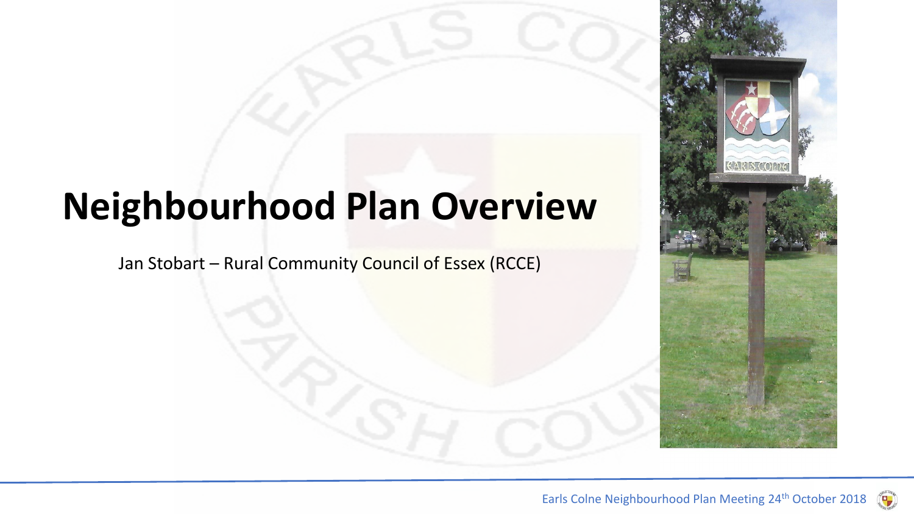# Neighbourhood Plan Overview

Jan Stobart – Rural Community Council of Essex (RCCE)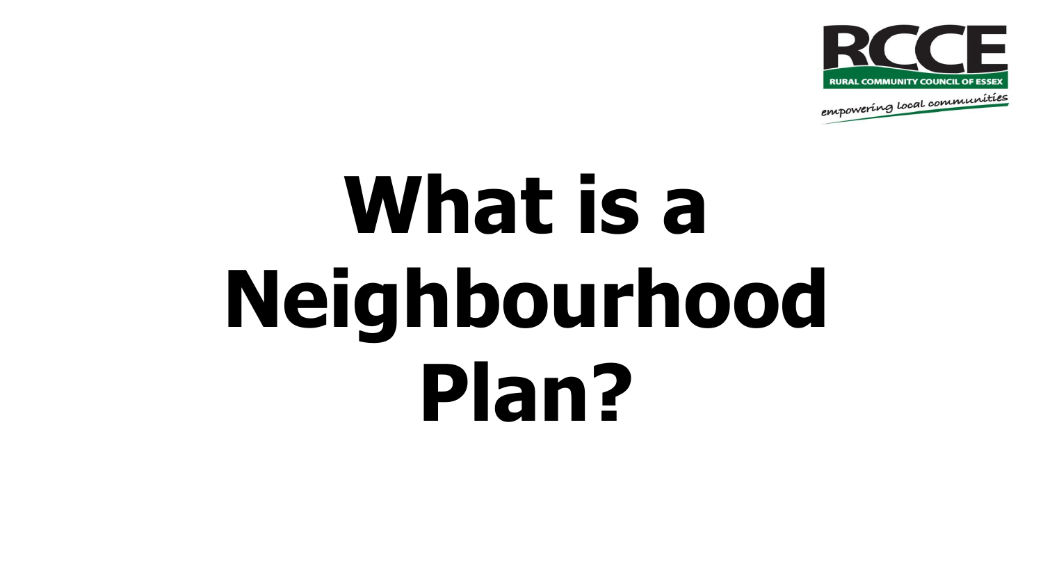# What is a Neighbourhood Plan?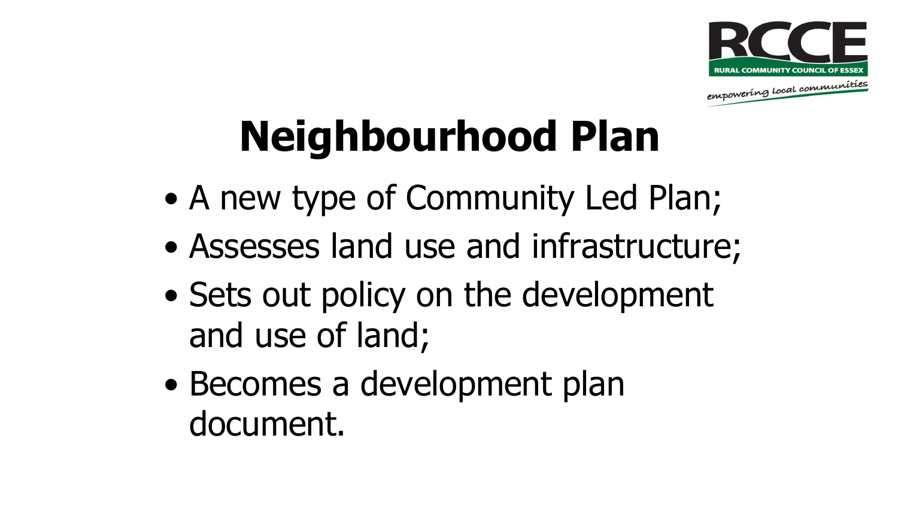# Neighbourhood Plan

- A new type of Community Led Plan;
- Assesses land use and infrastructure;
- Sets out policy on the development and use of land;
- Becomes a development plan document.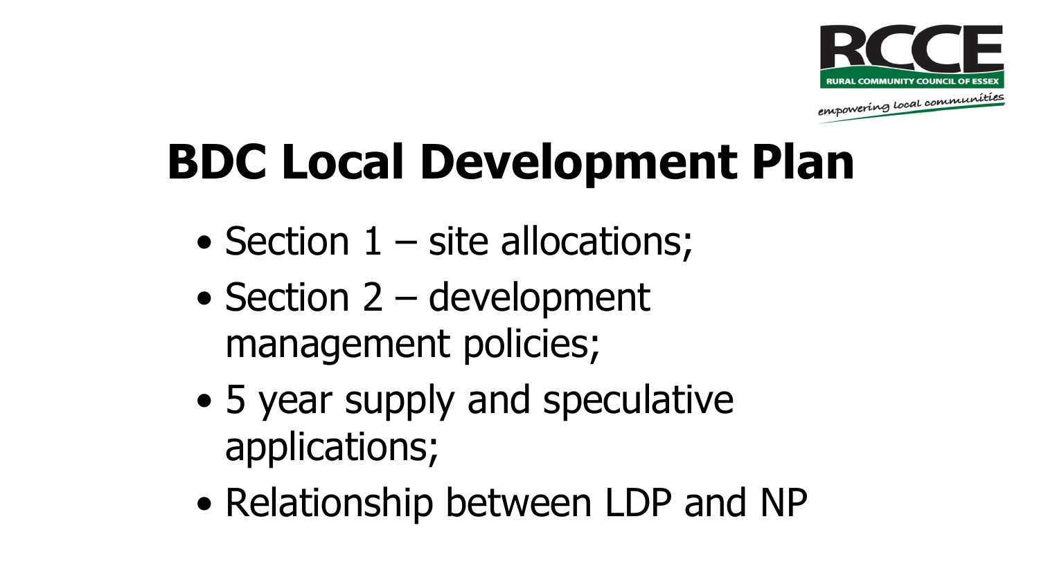# BDC Local Development Plan

- Section 1 – site allocations;
- Section 2 – development management policies;
- 5 year supply and speculative applications;
- Relationship between LDP and NP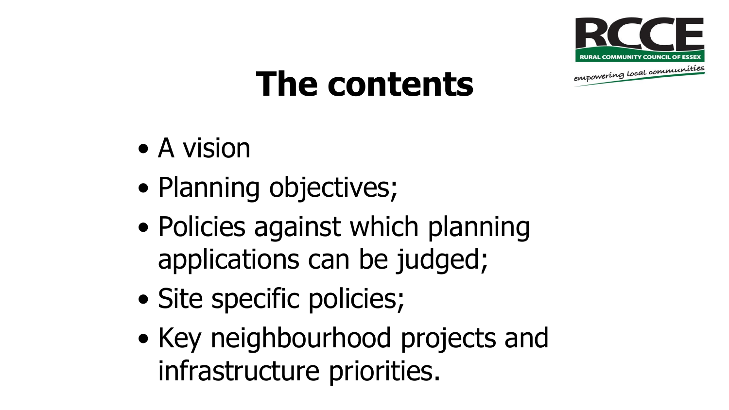# The contents

- A vision
- Planning objectives;
- Policies against which planning applications can be judged;
- Site specific policies;
- Key neighbourhood projects and infrastructure priorities.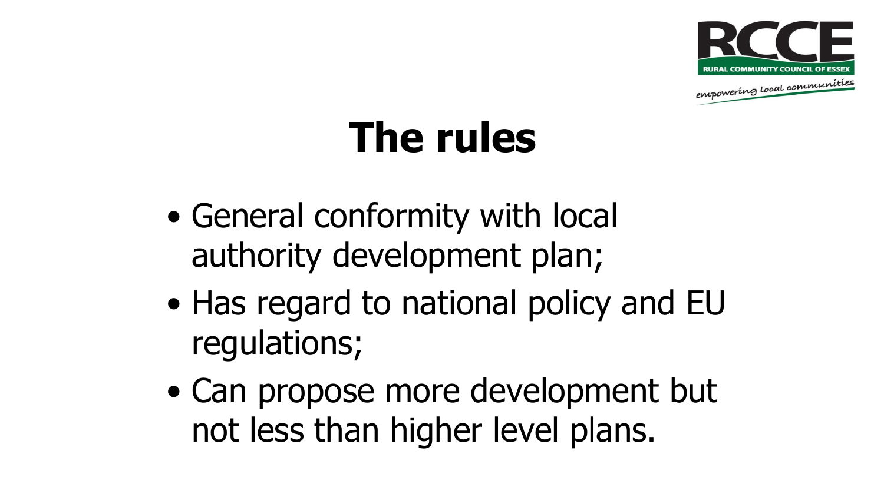# The rules

- General conformity with local authority development plan;
- Has regard to national policy and EU regulations;
- Can propose more development but not less than higher level plans.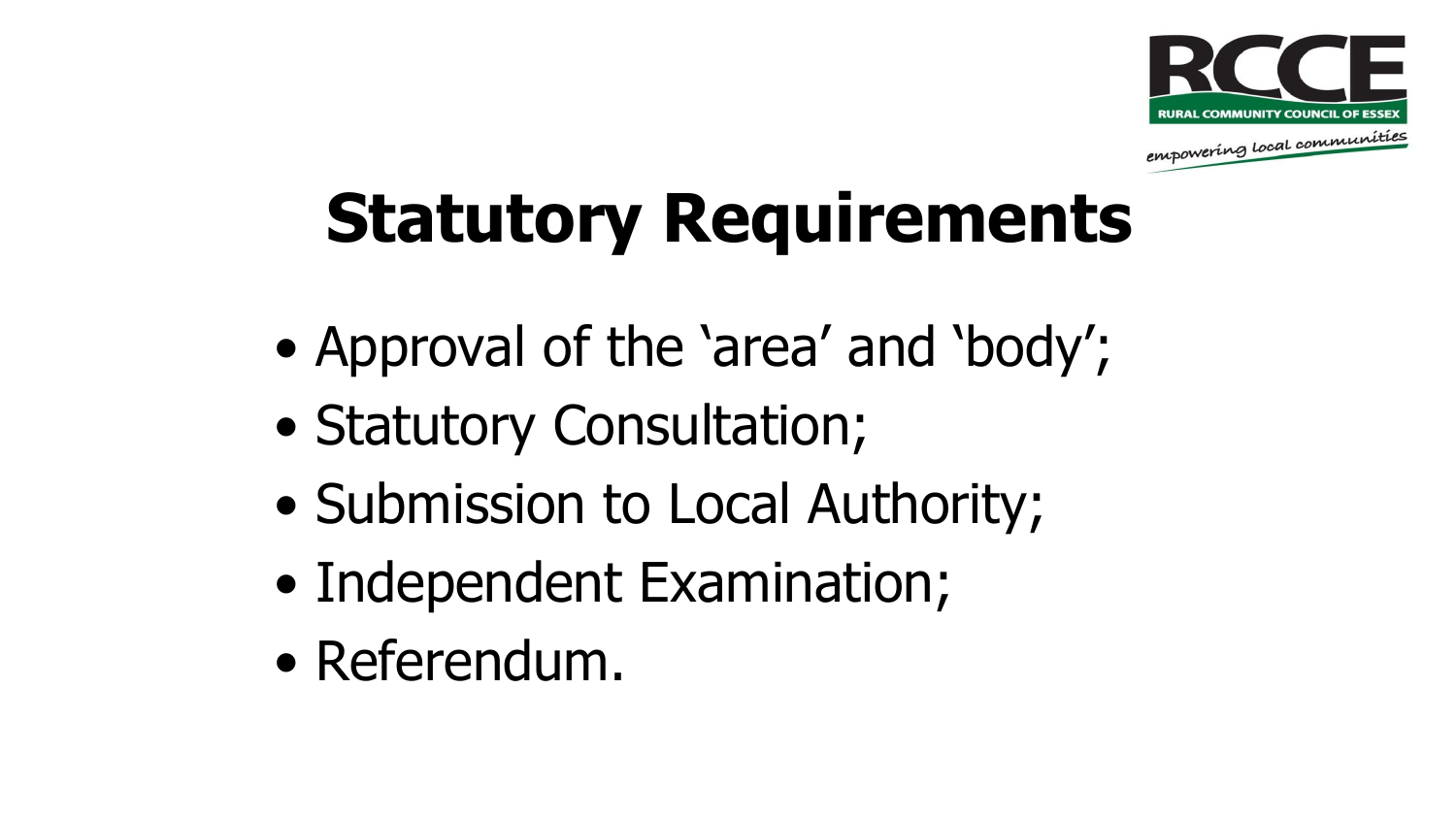# Statutory Requirements

- Approval of the ‘area’ and ‘body’;
- Statutory Consultation;
- Submission to Local Authority;
- Independent Examination;
- Referendum.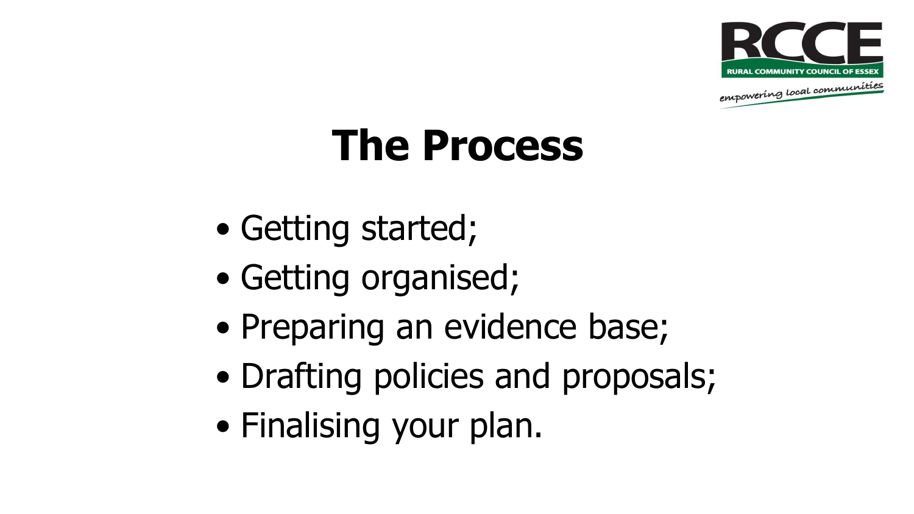# The Process

- Getting started;
- Getting organised;
- Preparing an evidence base;
- Drafting policies and proposals;
- Finalising your plan.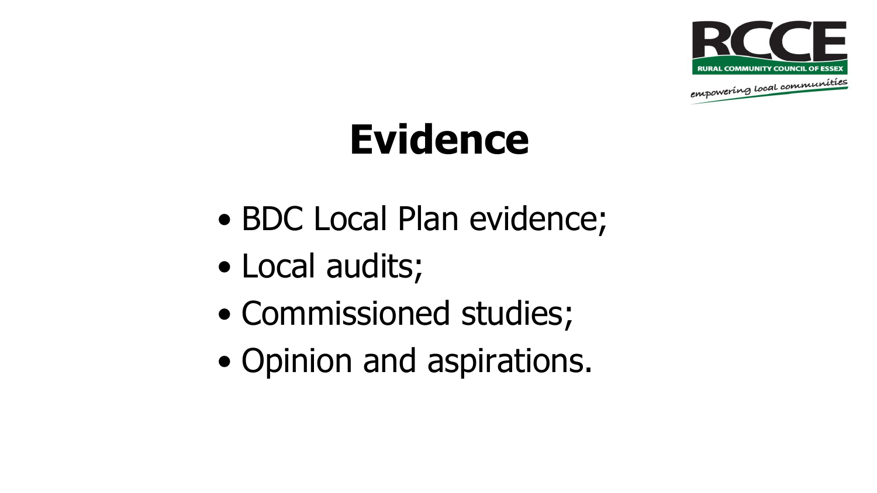# Evidence

- BDC Local Plan evidence;
- Local audits;
- Commissioned studies;
- Opinion and aspirations.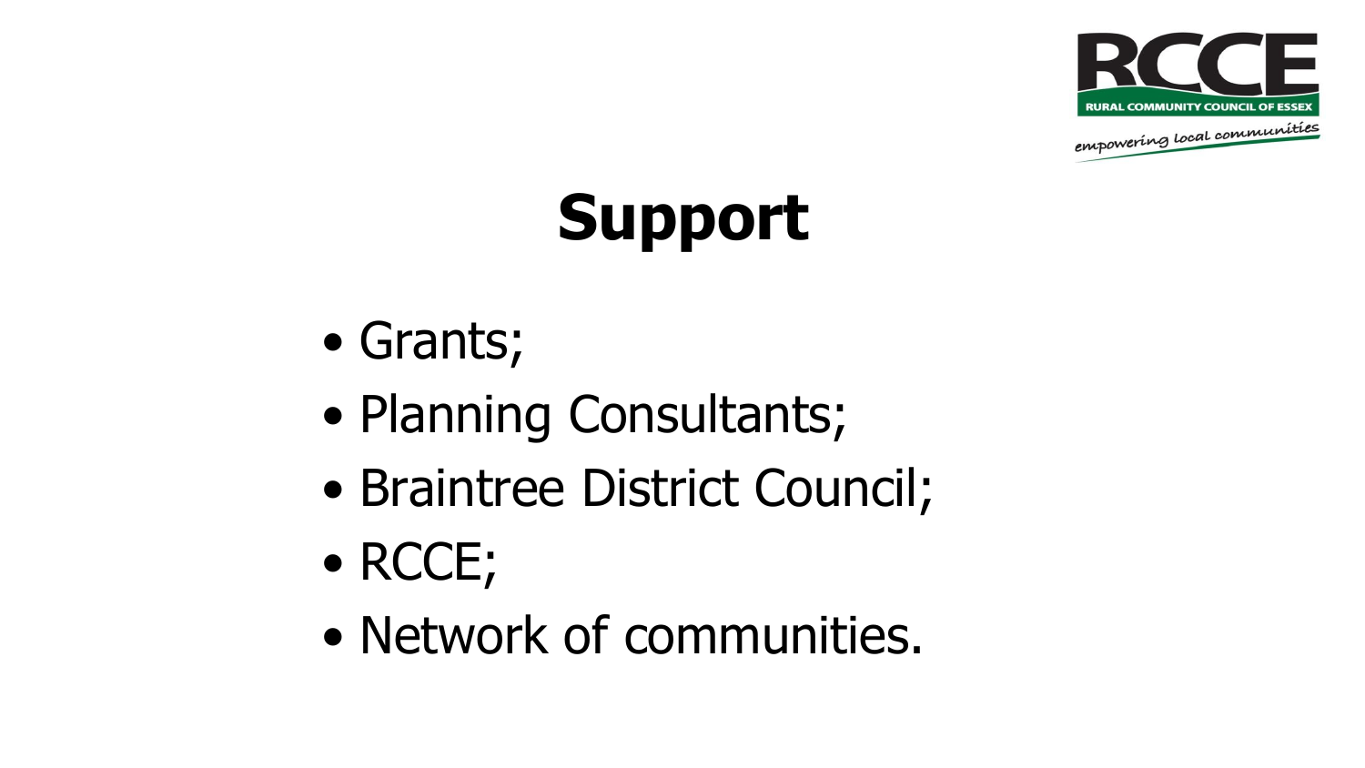# Support

- Grants;
- Planning Consultants;
- Braintree District Council;
- RCCE;
- Network of communities.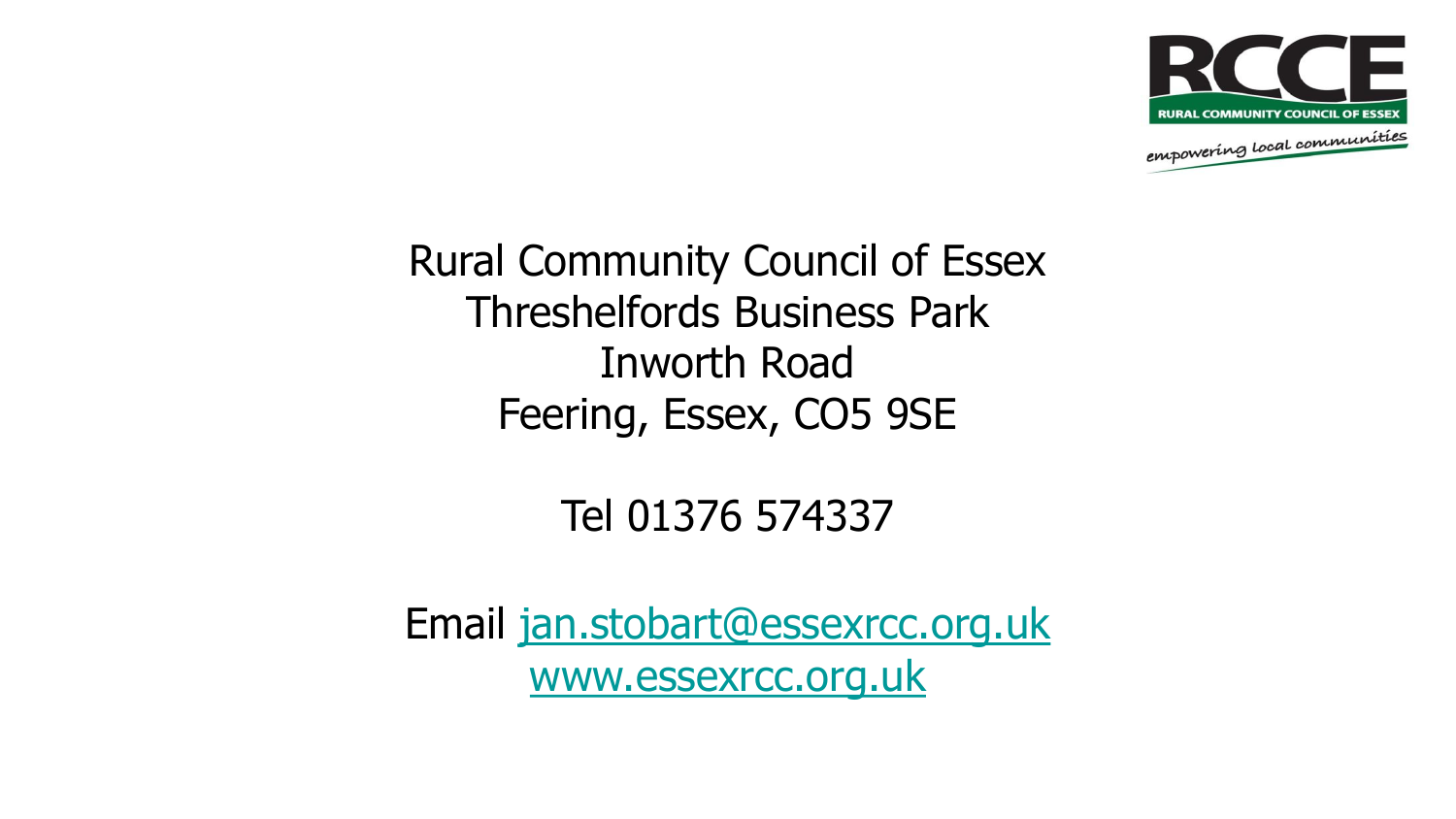Rural Community Council of Essex
Threshelfords Business Park
Inworth Road
Feering, Essex, CO5 9SE

Tel 01376 574337

Email [jan.stobart@essexrcc.org.uk](mailto:jan.stobart@essexrcc.org.uk)
[www.essexrcc.org.uk](http://www.essexrcc.org.uk)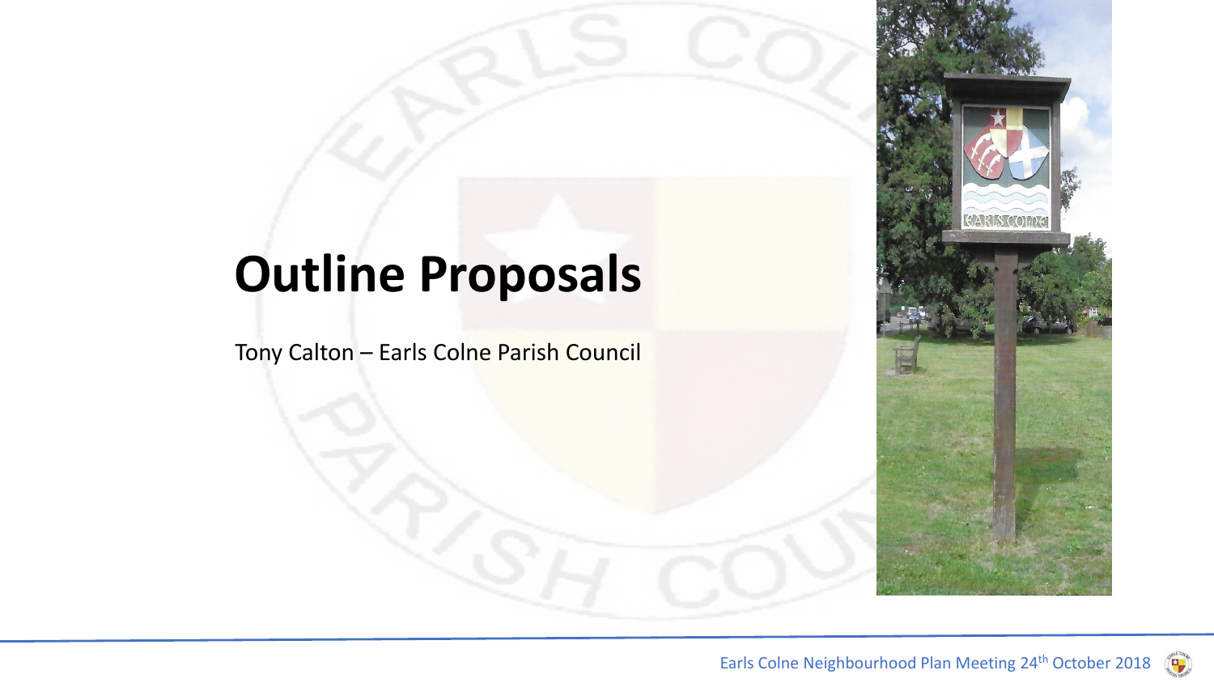# Outline Proposals

Tony Calton – Earls Colne Parish Council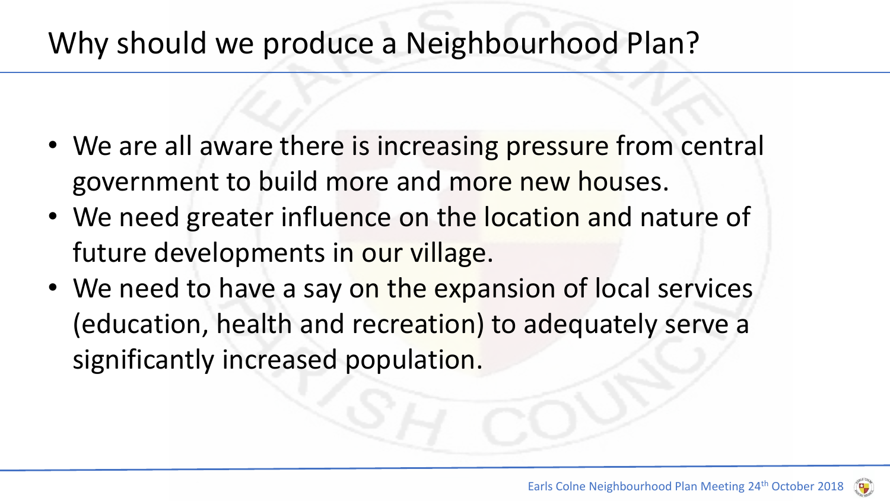# Why should we produce a Neighbourhood Plan?

- We are all aware there is increasing pressure from central government to build more and more new houses.
- We need greater influence on the location and nature of future developments in our village.
- We need to have a say on the expansion of local services (education, health and recreation) to adequately serve a significantly increased population.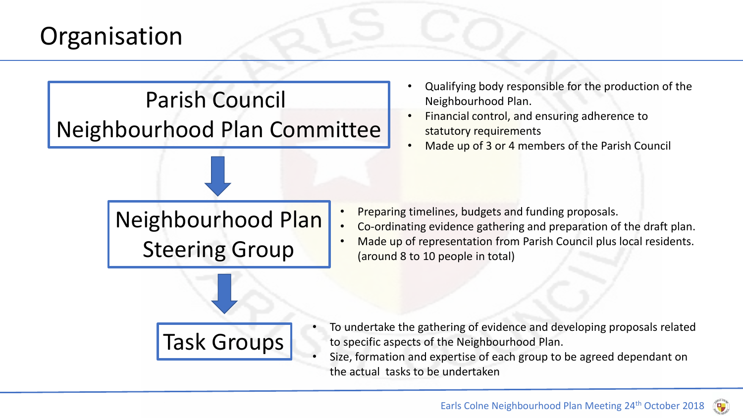# Organisation

## Parish Council Neighbourhood Plan Committee

- Qualifying body responsible for the production of the Neighbourhood Plan.
- Financial control, and ensuring adherence to statutory requirements
- Made up of 3 or 4 members of the Parish Council

## Neighbourhood Plan Steering Group

- Preparing timelines, budgets and funding proposals.
- Co-ordinating evidence gathering and preparation of the draft plan.
- Made up of representation from Parish Council plus local residents. (around 8 to 10 people in total)

## Task Groups

- To undertake the gathering of evidence and developing proposals related to specific aspects of the Neighbourhood Plan.
- Size, formation and expertise of each group to be agreed dependant on the actual tasks to be undertaken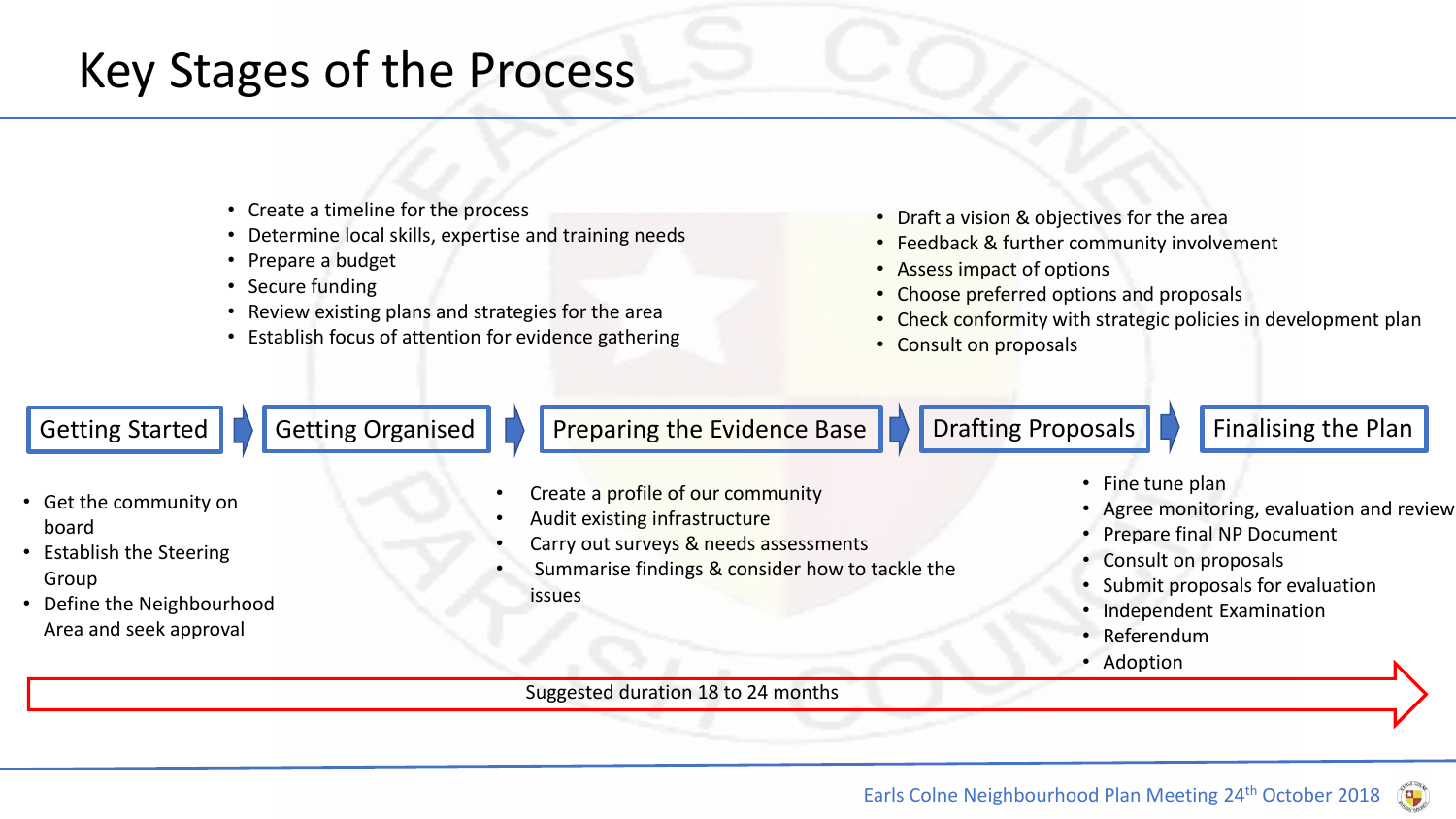# Key Stages of the Process

Getting Started → Getting Organised → Preparing the Evidence Base → Drafting Proposals → Finalising the Plan

## Getting Started

- Get the community on board
- Establish the Steering Group
- Define the Neighbourhood Area and seek approval

## Getting Organised

- Create a timeline for the process
- Determine local skills, expertise and training needs
- Prepare a budget
- Secure funding
- Review existing plans and strategies for the area
- Establish focus of attention for evidence gathering

## Preparing the Evidence Base

- Create a profile of our community
- Audit existing infrastructure
- Carry out surveys & needs assessments
- Summarise findings & consider how to tackle the issues

## Drafting Proposals

- Draft a vision & objectives for the area
- Feedback & further community involvement
- Assess impact of options
- Choose preferred options and proposals
- Check conformity with strategic policies in development plan
- Consult on proposals

## Finalising the Plan

- Fine tune plan
- Agree monitoring, evaluation and review
- Prepare final NP Document
- Consult on proposals
- Submit proposals for evaluation
- Independent Examination
- Referendum
- Adoption

Suggested duration 18 to 24 months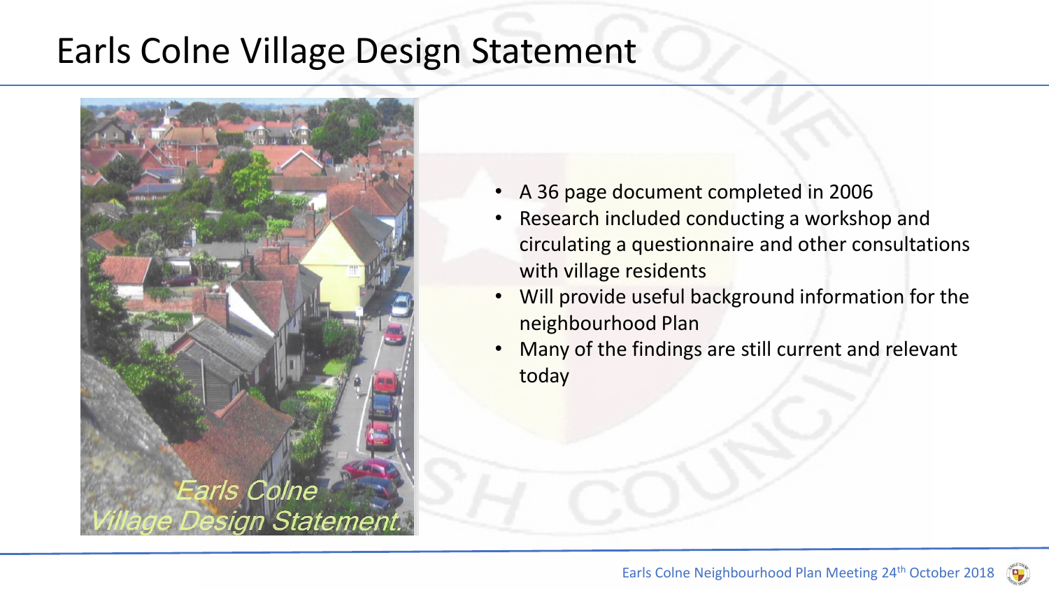# Earls Colne Village Design Statement

- A 36 page document completed in 2006
- Research included conducting a workshop and circulating a questionnaire and other consultations with village residents
- Will provide useful background information for the neighbourhood Plan
- Many of the findings are still current and relevant today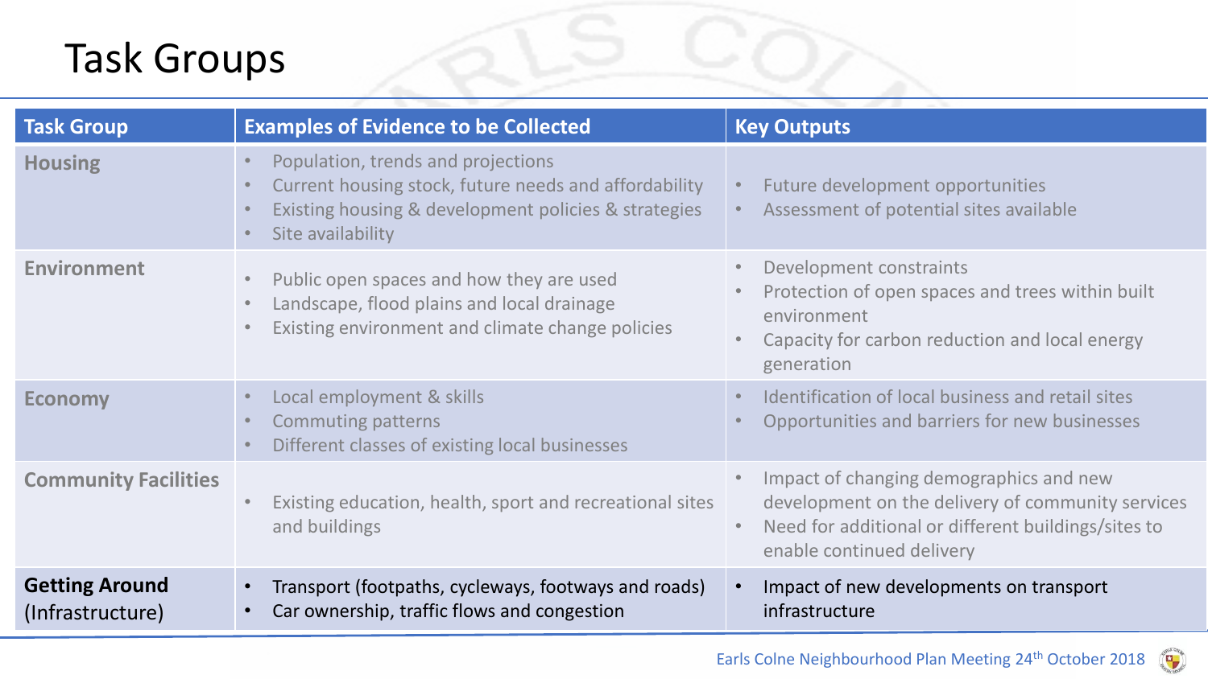# Task Groups

| Task Group | Examples of Evidence to be Collected | Key Outputs |
|---|---|---|
| **Housing** | • Population, trends and projections<br>• Current housing stock, future needs and affordability<br>• Existing housing & development policies & strategies<br>• Site availability | • Future development opportunities<br>• Assessment of potential sites available |
| **Environment** | • Public open spaces and how they are used<br>• Landscape, flood plains and local drainage<br>• Existing environment and climate change policies | • Development constraints<br>• Protection of open spaces and trees within built environment<br>• Capacity for carbon reduction and local energy generation |
| **Economy** | • Local employment & skills<br>• Commuting patterns<br>• Different classes of existing local businesses | • Identification of local business and retail sites<br>• Opportunities and barriers for new businesses |
| **Community Facilities** | • Existing education, health, sport and recreational sites and buildings | • Impact of changing demographics and new development on the delivery of community services<br>• Need for additional or different buildings/sites to enable continued delivery |
| **Getting Around** (Infrastructure) | • Transport (footpaths, cycleways, footways and roads)<br>• Car ownership, traffic flows and congestion | • Impact of new developments on transport infrastructure |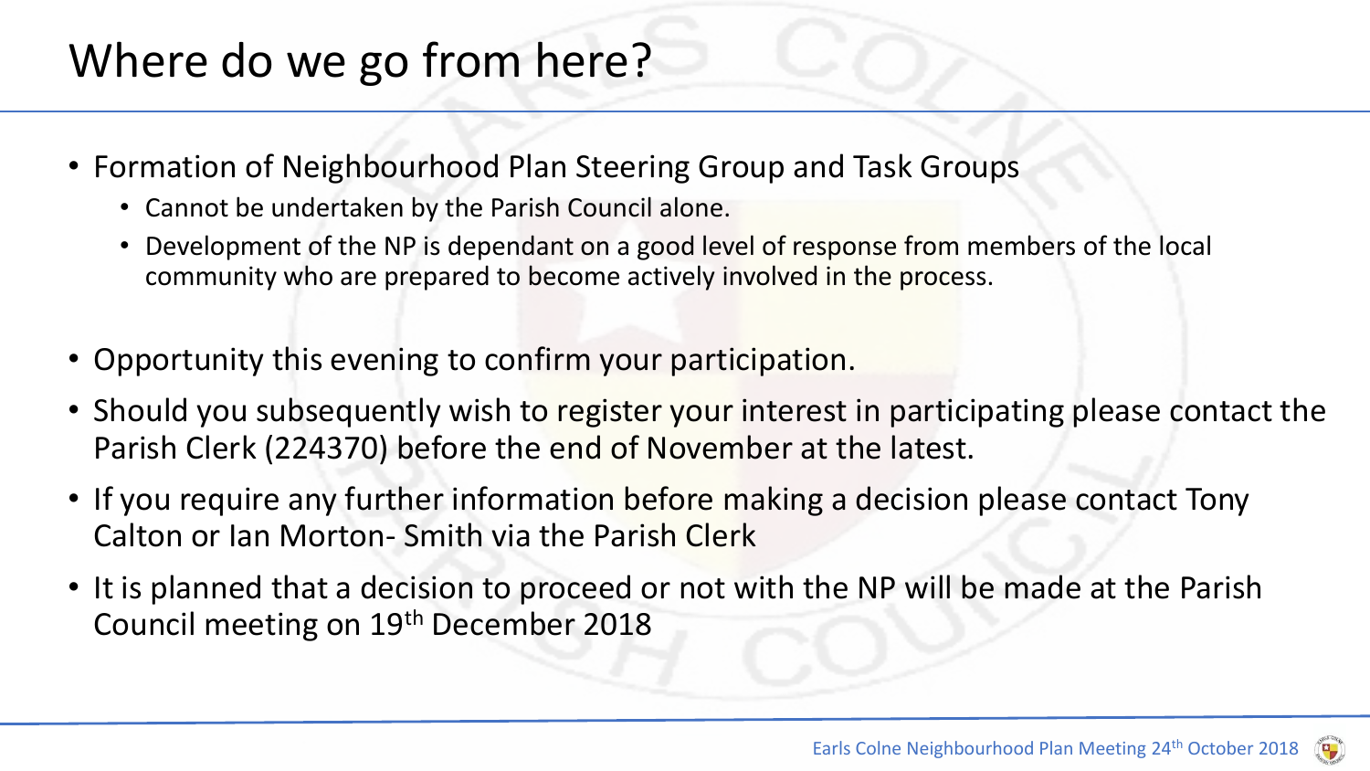# Where do we go from here?

- Formation of Neighbourhood Plan Steering Group and Task Groups
  - Cannot be undertaken by the Parish Council alone.
  - Development of the NP is dependant on a good level of response from members of the local community who are prepared to become actively involved in the process.
- Opportunity this evening to confirm your participation.
- Should you subsequently wish to register your interest in participating please contact the Parish Clerk (224370) before the end of November at the latest.
- If you require any further information before making a decision please contact Tony Calton or Ian Morton- Smith via the Parish Clerk
- It is planned that a decision to proceed or not with the NP will be made at the Parish Council meeting on 19th December 2018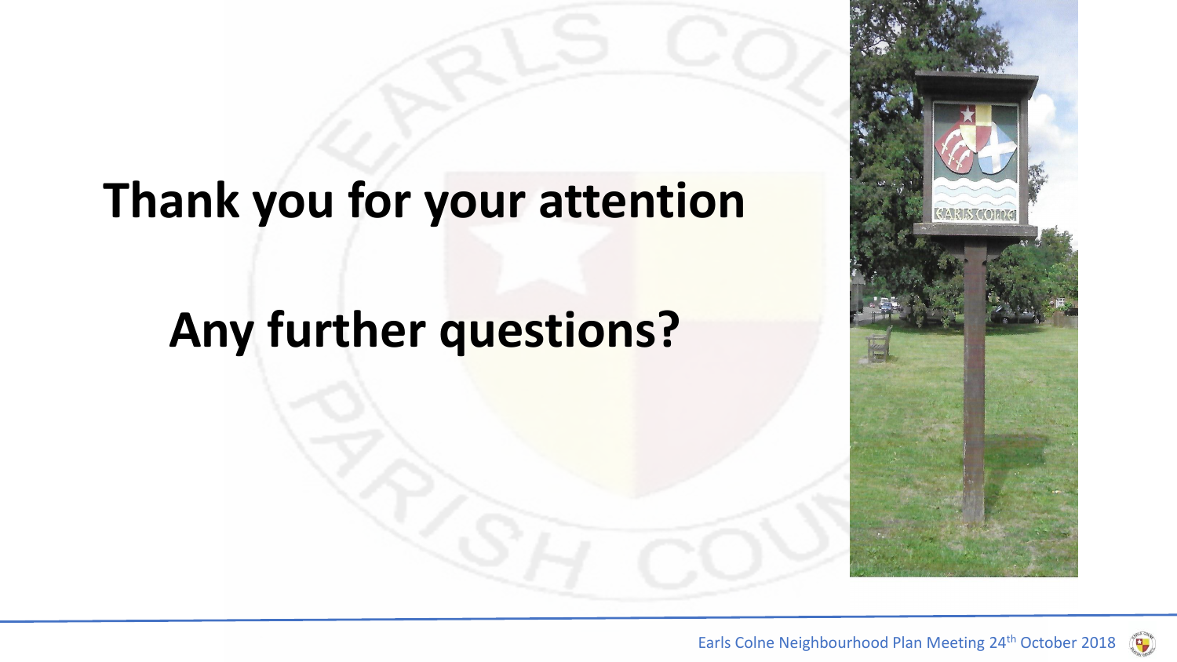# Thank you for your attention

# Any further questions?